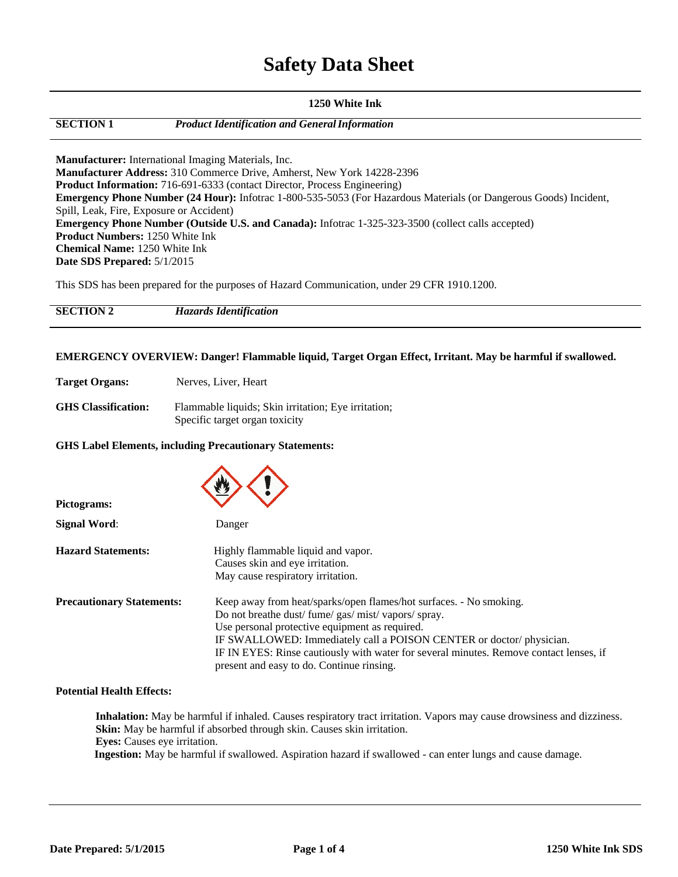# Safety Data Sheet

**1250 White Ink**

## SECTION 1 *Product Identification and General Information*

**Manufacturer:** International Imaging Materials, Inc.
**Manufacturer Address:** 310 Commerce Drive, Amherst, New York 14228-2396
**Product Information:** 716-691-6333 (contact Director, Process Engineering)
**Emergency Phone Number (24 Hour):** Infotrac 1-800-535-5053 (For Hazardous Materials (or Dangerous Goods) Incident, Spill, Leak, Fire, Exposure or Accident)
**Emergency Phone Number (Outside U.S. and Canada):** Infotrac 1-325-323-3500 (collect calls accepted)
**Product Numbers:** 1250 White Ink
**Chemical Name:** 1250 White Ink
**Date SDS Prepared:** 5/1/2015

This SDS has been prepared for the purposes of Hazard Communication, under 29 CFR 1910.1200.

## SECTION 2 *Hazards Identification*

**EMERGENCY OVERVIEW: Danger! Flammable liquid, Target Organ Effect, Irritant. May be harmful if swallowed.**

**Target Organs:** Nerves, Liver, Heart

**GHS Classification:** Flammable liquids; Skin irritation; Eye irritation; Specific target organ toxicity

**GHS Label Elements, including Precautionary Statements:**

**Pictograms:**

**Signal Word**: Danger

**Hazard Statements:**
Highly flammable liquid and vapor.
Causes skin and eye irritation.
May cause respiratory irritation.

**Precautionary Statements:**
Keep away from heat/sparks/open flames/hot surfaces. - No smoking.
Do not breathe dust/ fume/ gas/ mist/ vapors/ spray.
Use personal protective equipment as required.
IF SWALLOWED: Immediately call a POISON CENTER or doctor/ physician.
IF IN EYES: Rinse cautiously with water for several minutes. Remove contact lenses, if present and easy to do. Continue rinsing.

**Potential Health Effects:**

**Inhalation:** May be harmful if inhaled. Causes respiratory tract irritation. Vapors may cause drowsiness and dizziness.
**Skin:** May be harmful if absorbed through skin. Causes skin irritation.
**Eyes:** Causes eye irritation.
**Ingestion:** May be harmful if swallowed. Aspiration hazard if swallowed - can enter lungs and cause damage.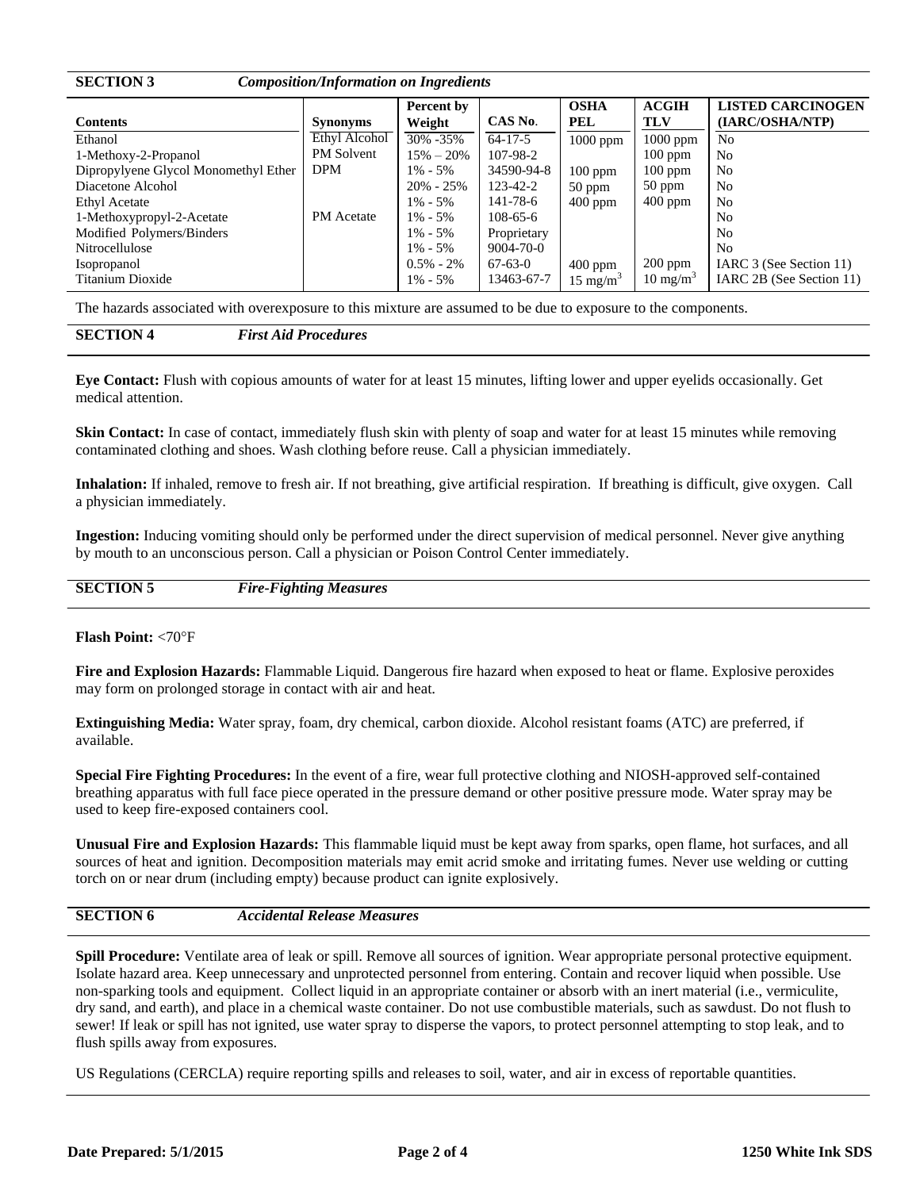## SECTION 3 *Composition/Information on Ingredients*

| Contents | Synonyms | Percent by Weight | CAS No. | OSHA PEL | ACGIH TLV | LISTED CARCINOGEN (IARC/OSHA/NTP) |
|---|---|---|---|---|---|---|
| Ethanol | Ethyl Alcohol | 30% -35% | 64-17-5 | 1000 ppm | 1000 ppm | No |
| 1-Methoxy-2-Propanol | PM Solvent | 15% – 20% | 107-98-2 | | 100 ppm | No |
| Dipropylyene Glycol Monomethyl Ether | DPM | 1% - 5% | 34590-94-8 | 100 ppm | 100 ppm | No |
| Diacetone Alcohol | | 20% - 25% | 123-42-2 | 50 ppm | 50 ppm | No |
| Ethyl Acetate | | 1% - 5% | 141-78-6 | 400 ppm | 400 ppm | No |
| 1-Methoxypropyl-2-Acetate | PM Acetate | 1% - 5% | 108-65-6 | | | No |
| Modified Polymers/Binders | | 1% - 5% | Proprietary | | | No |
| Nitrocellulose | | 1% - 5% | 9004-70-0 | | | No |
| Isopropanol | | 0.5% - 2% | 67-63-0 | 400 ppm | 200 ppm | IARC 3 (See Section 11) |
| Titanium Dioxide | | 1% - 5% | 13463-67-7 | 15 $mg/m^3$ | 10 $mg/m^3$ | IARC 2B (See Section 11) |

The hazards associated with overexposure to this mixture are assumed to be due to exposure to the components.

## SECTION 4 *First Aid Procedures*

**Eye Contact:** Flush with copious amounts of water for at least 15 minutes, lifting lower and upper eyelids occasionally. Get medical attention.

**Skin Contact:** In case of contact, immediately flush skin with plenty of soap and water for at least 15 minutes while removing contaminated clothing and shoes. Wash clothing before reuse. Call a physician immediately.

**Inhalation:** If inhaled, remove to fresh air. If not breathing, give artificial respiration. If breathing is difficult, give oxygen. Call a physician immediately.

**Ingestion:** Inducing vomiting should only be performed under the direct supervision of medical personnel. Never give anything by mouth to an unconscious person. Call a physician or Poison Control Center immediately.

## SECTION 5 *Fire-Fighting Measures*

**Flash Point:** <70°F

**Fire and Explosion Hazards:** Flammable Liquid. Dangerous fire hazard when exposed to heat or flame. Explosive peroxides may form on prolonged storage in contact with air and heat.

**Extinguishing Media:** Water spray, foam, dry chemical, carbon dioxide. Alcohol resistant foams (ATC) are preferred, if available.

**Special Fire Fighting Procedures:** In the event of a fire, wear full protective clothing and NIOSH-approved self-contained breathing apparatus with full face piece operated in the pressure demand or other positive pressure mode. Water spray may be used to keep fire-exposed containers cool.

**Unusual Fire and Explosion Hazards:** This flammable liquid must be kept away from sparks, open flame, hot surfaces, and all sources of heat and ignition. Decomposition materials may emit acrid smoke and irritating fumes. Never use welding or cutting torch on or near drum (including empty) because product can ignite explosively.

## SECTION 6 *Accidental Release Measures*

**Spill Procedure:** Ventilate area of leak or spill. Remove all sources of ignition. Wear appropriate personal protective equipment. Isolate hazard area. Keep unnecessary and unprotected personnel from entering. Contain and recover liquid when possible. Use non-sparking tools and equipment. Collect liquid in an appropriate container or absorb with an inert material (i.e., vermiculite, dry sand, and earth), and place in a chemical waste container. Do not use combustible materials, such as sawdust. Do not flush to sewer! If leak or spill has not ignited, use water spray to disperse the vapors, to protect personnel attempting to stop leak, and to flush spills away from exposures.

US Regulations (CERCLA) require reporting spills and releases to soil, water, and air in excess of reportable quantities.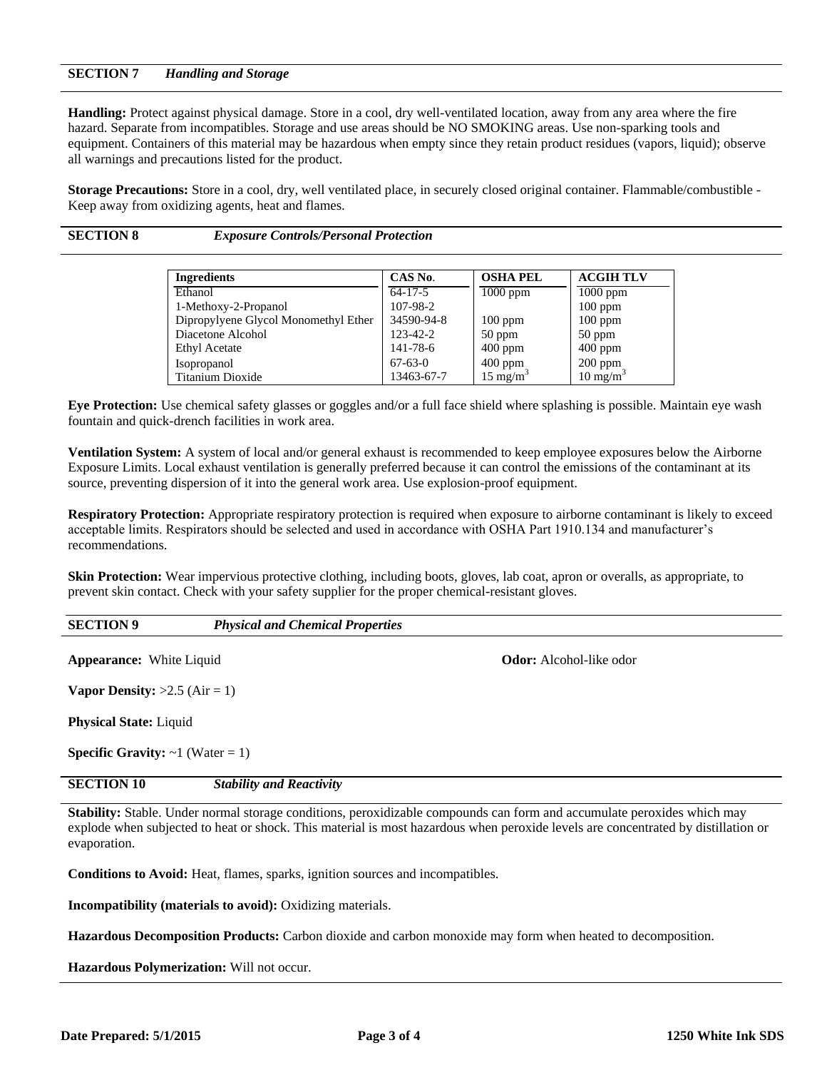## SECTION 7 *Handling and Storage*

**Handling:** Protect against physical damage. Store in a cool, dry well-ventilated location, away from any area where the fire hazard. Separate from incompatibles. Storage and use areas should be NO SMOKING areas. Use non-sparking tools and equipment. Containers of this material may be hazardous when empty since they retain product residues (vapors, liquid); observe all warnings and precautions listed for the product.

**Storage Precautions:** Store in a cool, dry, well ventilated place, in securely closed original container. Flammable/combustible - Keep away from oxidizing agents, heat and flames.

## SECTION 8 *Exposure Controls/Personal Protection*

| Ingredients | CAS No. | OSHA PEL | ACGIH TLV |
|---|---|---|---|
| Ethanol | 64-17-5 | 1000 ppm | 1000 ppm |
| 1-Methoxy-2-Propanol | 107-98-2 | | 100 ppm |
| Dipropylyene Glycol Monomethyl Ether | 34590-94-8 | 100 ppm | 100 ppm |
| Diacetone Alcohol | 123-42-2 | 50 ppm | 50 ppm |
| Ethyl Acetate | 141-78-6 | 400 ppm | 400 ppm |
| Isopropanol | 67-63-0 | 400 ppm | 200 ppm |
| Titanium Dioxide | 13463-67-7 | 15 $mg/m^3$ | 10 $mg/m^3$ |

**Eye Protection:** Use chemical safety glasses or goggles and/or a full face shield where splashing is possible. Maintain eye wash fountain and quick-drench facilities in work area.

**Ventilation System:** A system of local and/or general exhaust is recommended to keep employee exposures below the Airborne Exposure Limits. Local exhaust ventilation is generally preferred because it can control the emissions of the contaminant at its source, preventing dispersion of it into the general work area. Use explosion-proof equipment.

**Respiratory Protection:** Appropriate respiratory protection is required when exposure to airborne contaminant is likely to exceed acceptable limits. Respirators should be selected and used in accordance with OSHA Part 1910.134 and manufacturer's recommendations.

**Skin Protection:** Wear impervious protective clothing, including boots, gloves, lab coat, apron or overalls, as appropriate, to prevent skin contact. Check with your safety supplier for the proper chemical-resistant gloves.

## SECTION 9 *Physical and Chemical Properties*

**Appearance:** White Liquid

**Odor:** Alcohol-like odor

**Vapor Density:** >2.5 (Air = 1)

**Physical State:** Liquid

**Specific Gravity:** ~1 (Water = 1)

## SECTION 10 *Stability and Reactivity*

**Stability:** Stable. Under normal storage conditions, peroxidizable compounds can form and accumulate peroxides which may explode when subjected to heat or shock. This material is most hazardous when peroxide levels are concentrated by distillation or evaporation.

**Conditions to Avoid:** Heat, flames, sparks, ignition sources and incompatibles.

**Incompatibility (materials to avoid):** Oxidizing materials.

**Hazardous Decomposition Products:** Carbon dioxide and carbon monoxide may form when heated to decomposition.

**Hazardous Polymerization:** Will not occur.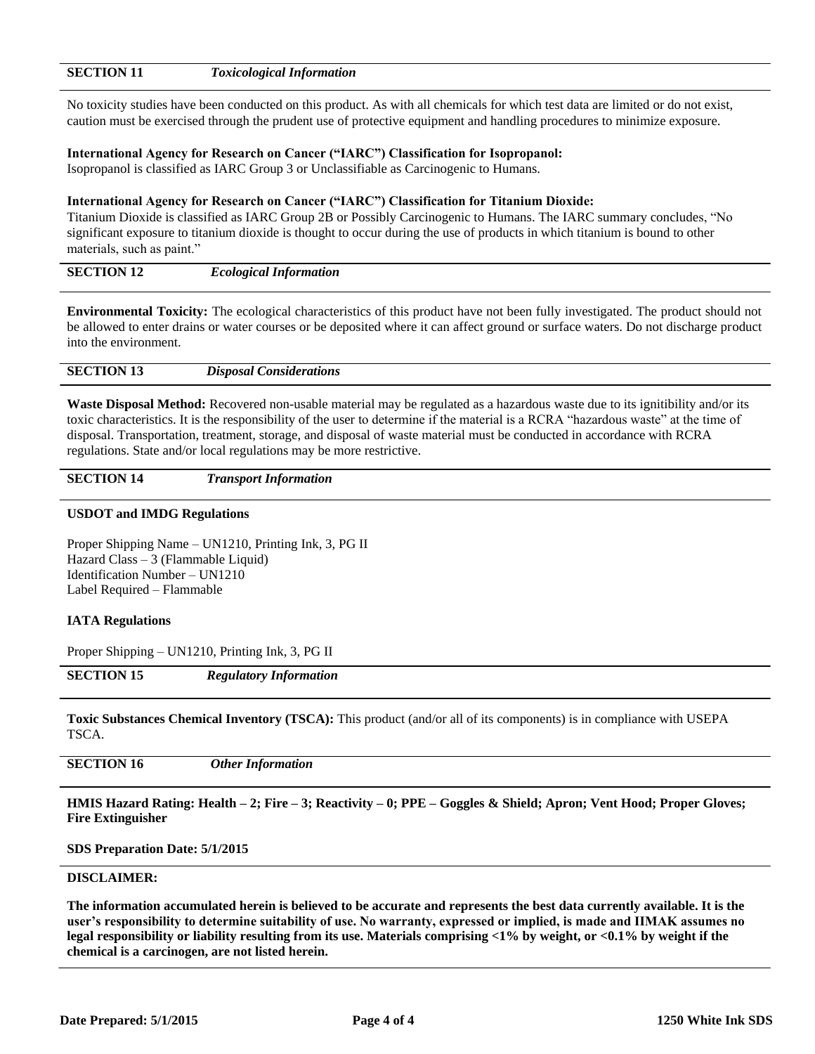## SECTION 11 *Toxicological Information*

No toxicity studies have been conducted on this product. As with all chemicals for which test data are limited or do not exist, caution must be exercised through the prudent use of protective equipment and handling procedures to minimize exposure.

**International Agency for Research on Cancer ("IARC") Classification for Isopropanol:**
Isopropanol is classified as IARC Group 3 or Unclassifiable as Carcinogenic to Humans.

**International Agency for Research on Cancer ("IARC") Classification for Titanium Dioxide:**
Titanium Dioxide is classified as IARC Group 2B or Possibly Carcinogenic to Humans. The IARC summary concludes, "No significant exposure to titanium dioxide is thought to occur during the use of products in which titanium is bound to other materials, such as paint."

## SECTION 12 *Ecological Information*

**Environmental Toxicity:** The ecological characteristics of this product have not been fully investigated. The product should not be allowed to enter drains or water courses or be deposited where it can affect ground or surface waters. Do not discharge product into the environment.

## SECTION 13 *Disposal Considerations*

**Waste Disposal Method:** Recovered non-usable material may be regulated as a hazardous waste due to its ignitibility and/or its toxic characteristics. It is the responsibility of the user to determine if the material is a RCRA "hazardous waste" at the time of disposal. Transportation, treatment, storage, and disposal of waste material must be conducted in accordance with RCRA regulations. State and/or local regulations may be more restrictive.

## SECTION 14 *Transport Information*

**USDOT and IMDG Regulations**

Proper Shipping Name – UN1210, Printing Ink, 3, PG II
Hazard Class – 3 (Flammable Liquid)
Identification Number – UN1210
Label Required – Flammable

**IATA Regulations**

Proper Shipping – UN1210, Printing Ink, 3, PG II

## SECTION 15 *Regulatory Information*

**Toxic Substances Chemical Inventory (TSCA):** This product (and/or all of its components) is in compliance with USEPA TSCA.

## SECTION 16 *Other Information*

**HMIS Hazard Rating: Health – 2; Fire – 3; Reactivity – 0; PPE – Goggles & Shield; Apron; Vent Hood; Proper Gloves; Fire Extinguisher**

**SDS Preparation Date: 5/1/2015**

**DISCLAIMER:**

**The information accumulated herein is believed to be accurate and represents the best data currently available. It is the user's responsibility to determine suitability of use. No warranty, expressed or implied, is made and IIMAK assumes no legal responsibility or liability resulting from its use. Materials comprising <1% by weight, or <0.1% by weight if the chemical is a carcinogen, are not listed herein.**